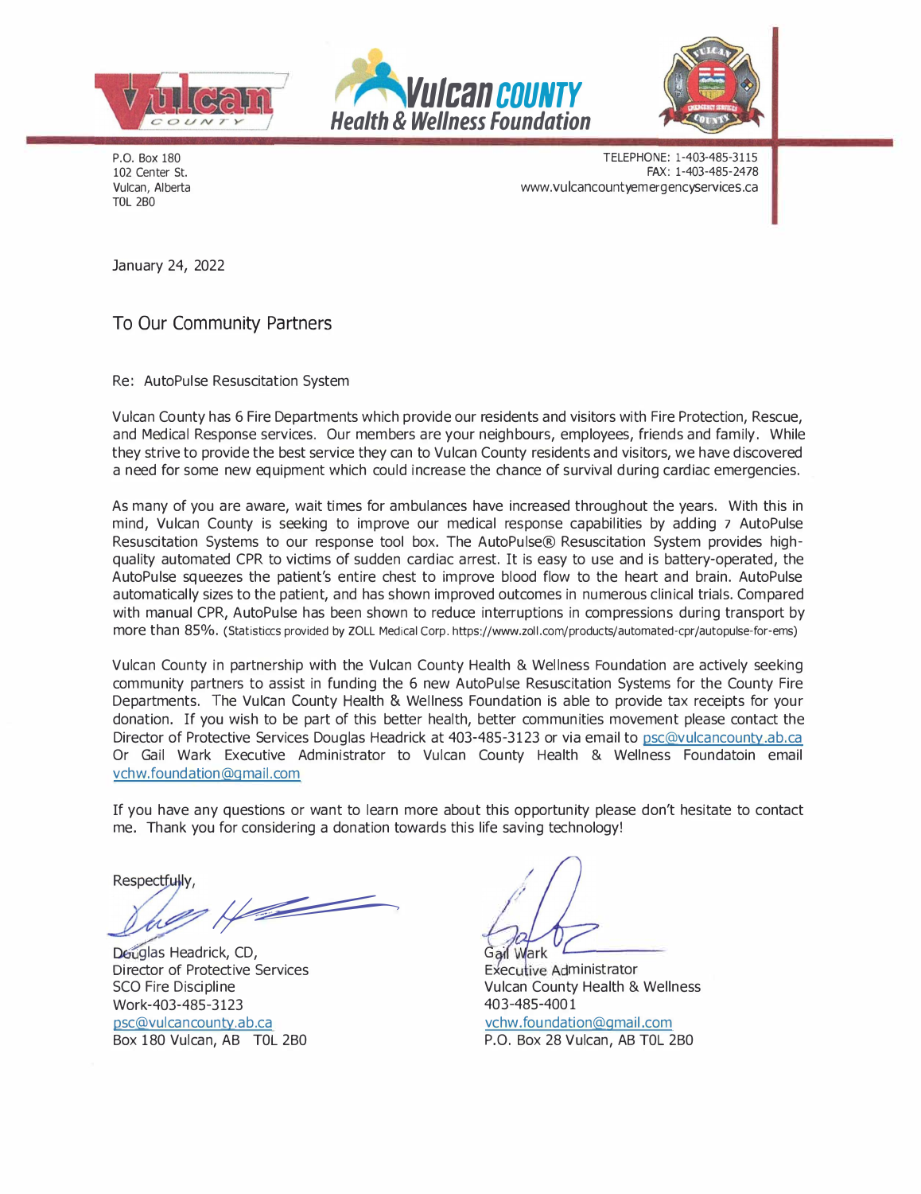Vulcan County | Vulcan County Health & Wellness Foundation

P.O. Box 180
102 Center St.
Vulcan, Alberta
T0L 2B0

TELEPHONE: 1-403-485-3115
FAX: 1-403-485-2478
www.vulcancountyemergencyservices.ca

January 24, 2022

To Our Community Partners

Re: AutoPulse Resuscitation System

Vulcan County has 6 Fire Departments which provide our residents and visitors with Fire Protection, Rescue, and Medical Response services. Our members are your neighbours, employees, friends and family. While they strive to provide the best service they can to Vulcan County residents and visitors, we have discovered a need for some new equipment which could increase the chance of survival during cardiac emergencies.

As many of you are aware, wait times for ambulances have increased throughout the years. With this in mind, Vulcan County is seeking to improve our medical response capabilities by adding 7 AutoPulse Resuscitation Systems to our response tool box. The AutoPulse® Resuscitation System provides high-quality automated CPR to victims of sudden cardiac arrest. It is easy to use and is battery-operated, the AutoPulse squeezes the patient's entire chest to improve blood flow to the heart and brain. AutoPulse automatically sizes to the patient, and has shown improved outcomes in numerous clinical trials. Compared with manual CPR, AutoPulse has been shown to reduce interruptions in compressions during transport by more than 85%. (Statisticcs provided by ZOLL Medical Corp. https://www.zoll.com/products/automated-cpr/autopulse-for-ems)

Vulcan County in partnership with the Vulcan County Health & Wellness Foundation are actively seeking community partners to assist in funding the 6 new AutoPulse Resuscitation Systems for the County Fire Departments. The Vulcan County Health & Wellness Foundation is able to provide tax receipts for your donation. If you wish to be part of this better health, better communities movement please contact the Director of Protective Services Douglas Headrick at 403-485-3123 or via email to psc@vulcancounty.ab.ca Or Gail Wark Executive Administrator to Vulcan County Health & Wellness Foundatoin email vchw.foundation@gmail.com

If you have any questions or want to learn more about this opportunity please don't hesitate to contact me. Thank you for considering a donation towards this life saving technology!

Respectfully,

Douglas Headrick, CD,
Director of Protective Services
SCO Fire Discipline
Work-403-485-3123
psc@vulcancounty.ab.ca
Box 180 Vulcan, AB T0L 2B0

Gail Wark
Executive Administrator
Vulcan County Health & Wellness
403-485-4001
vchw.foundation@gmail.com
P.O. Box 28 Vulcan, AB T0L 2B0